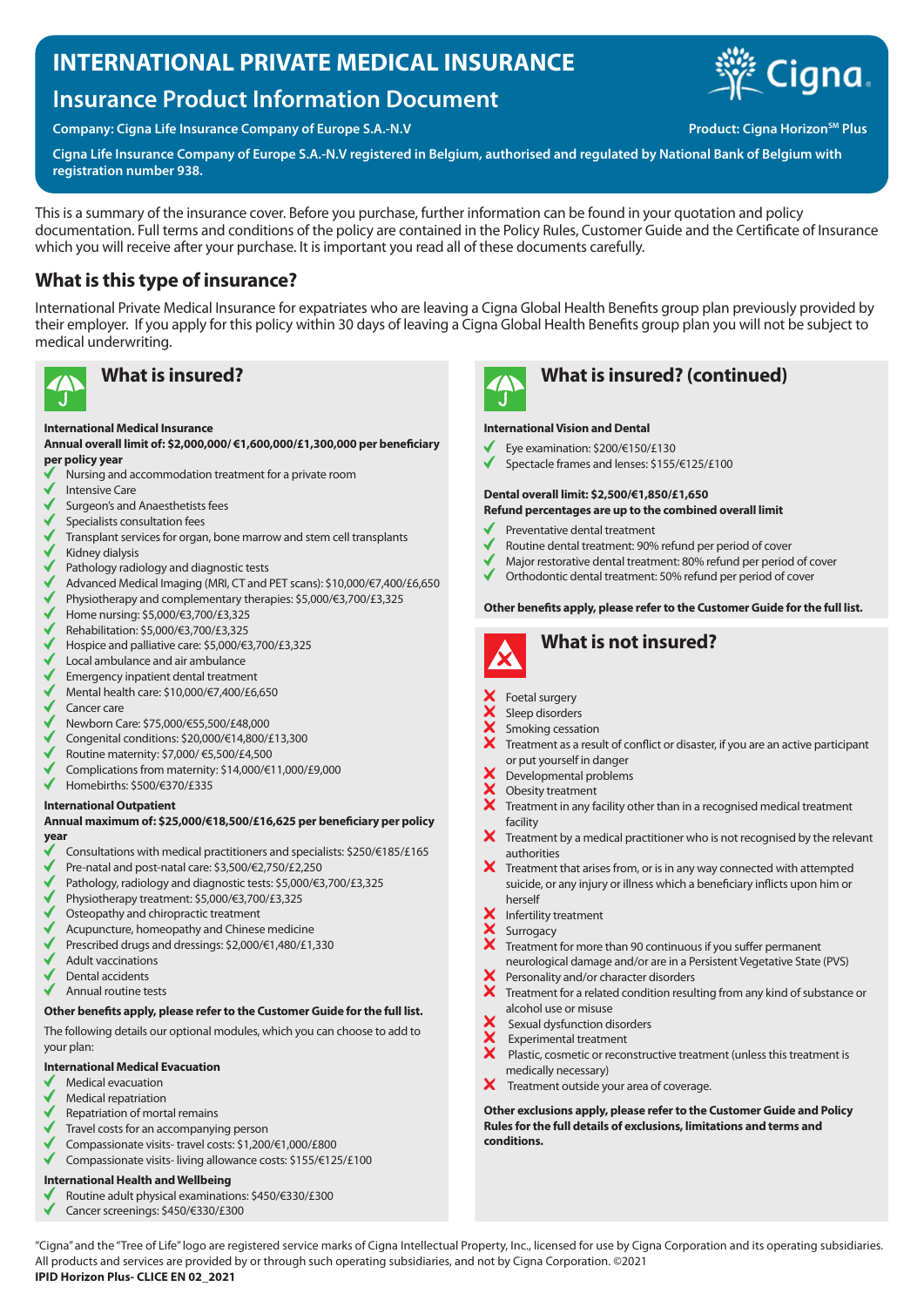# INTERNATIONAL PRIVATE MEDICAL INSURANCE

## Insurance Product Information Document

**Company: Cigna Life Insurance Company of Europe S.A.-N.V** **Product: Cigna Horizon℠ Plus**

**Cigna Life Insurance Company of Europe S.A.-N.V registered in Belgium, authorised and regulated by National Bank of Belgium with registration number 938.**

This is a summary of the insurance cover. Before you purchase, further information can be found in your quotation and policy documentation. Full terms and conditions of the policy are contained in the Policy Rules, Customer Guide and the Certificate of Insurance which you will receive after your purchase. It is important you read all of these documents carefully.

## What is this type of insurance?

International Private Medical Insurance for expatriates who are leaving a Cigna Global Health Benefits group plan previously provided by their employer. If you apply for this policy within 30 days of leaving a Cigna Global Health Benefits group plan you will not be subject to medical underwriting.

## What is insured?

**International Medical Insurance**

**Annual overall limit of: $2,000,000/ €1,600,000/£1,300,000 per beneficiary per policy year**

- ✔ Nursing and accommodation treatment for a private room
- ✔ Intensive Care
- ✔ Surgeon's and Anaesthetists fees
- ✔ Specialists consultation fees
- ✔ Transplant services for organ, bone marrow and stem cell transplants
- ✔ Kidney dialysis
- ✔ Pathology radiology and diagnostic tests
- ✔ Advanced Medical Imaging (MRI, CT and PET scans): $10,000/€7,400/£6,650
- ✔ Physiotherapy and complementary therapies: $5,000/€3,700/£3,325
- ✔ Home nursing: $5,000/€3,700/£3,325
- ✔ Rehabilitation: $5,000/€3,700/£3,325
- ✔ Hospice and palliative care: $5,000/€3,700/£3,325
- ✔ Local ambulance and air ambulance
- ✔ Emergency inpatient dental treatment
- ✔ Mental health care: $10,000/€7,400/£6,650
- ✔ Cancer care
- ✔ Newborn Care: $75,000/€55,500/£48,000
- ✔ Congenital conditions: $20,000/€14,800/£13,300
- ✔ Routine maternity: $7,000/ €5,500/£4,500
- ✔ Complications from maternity: $14,000/€11,000/£9,000
- ✔ Homebirths: $500/€370/£335

**International Outpatient**

**Annual maximum of: $25,000/€18,500/£16,625 per beneficiary per policy year**

- ✔ Consultations with medical practitioners and specialists: $250/€185/£165
- ✔ Pre-natal and post-natal care: $3,500/€2,750/£2,250
- ✔ Pathology, radiology and diagnostic tests: $5,000/€3,700/£3,325
- ✔ Physiotherapy treatment: $5,000/€3,700/£3,325
- ✔ Osteopathy and chiropractic treatment
- ✔ Acupuncture, homeopathy and Chinese medicine
- ✔ Prescribed drugs and dressings: $2,000/€1,480/£1,330
- ✔ Adult vaccinations
- ✔ Dental accidents
- ✔ Annual routine tests

**Other benefits apply, please refer to the Customer Guide for the full list.**

The following details our optional modules, which you can choose to add to your plan:

**International Medical Evacuation**

- ✔ Medical evacuation
- ✔ Medical repatriation
- ✔ Repatriation of mortal remains
- ✔ Travel costs for an accompanying person
- ✔ Compassionate visits- travel costs: $1,200/€1,000/£800
- ✔ Compassionate visits- living allowance costs: $155/€125/£100

**International Health and Wellbeing**

- ✔ Routine adult physical examinations: $450/€330/£300
- ✔ Cancer screenings: $450/€330/£300

## What is insured? (continued)

**International Vision and Dental**

- ✔ Eye examination: $200/€150/£130
- ✔ Spectacle frames and lenses: $155/€125/£100

**Dental overall limit: $2,500/€1,850/£1,650**

**Refund percentages are up to the combined overall limit**

- ✔ Preventative dental treatment
- ✔ Routine dental treatment: 90% refund per period of cover
- ✔ Major restorative dental treatment: 80% refund per period of cover
- ✔ Orthodontic dental treatment: 50% refund per period of cover

**Other benefits apply, please refer to the Customer Guide for the full list.**

## What is not insured?

- ✘ Foetal surgery
- ✘ Sleep disorders
- ✘ Smoking cessation
- ✘ Treatment as a result of conflict or disaster, if you are an active participant or put yourself in danger
- ✘ Developmental problems
- ✘ Obesity treatment
- ✘ Treatment in any facility other than in a recognised medical treatment facility
- ✘ Treatment by a medical practitioner who is not recognised by the relevant authorities
- ✘ Treatment that arises from, or is in any way connected with attempted suicide, or any injury or illness which a beneficiary inflicts upon him or herself
- ✘ Infertility treatment
- ✘ Surrogacy
- ✘ Treatment for more than 90 continuous if you suffer permanent neurological damage and/or are in a Persistent Vegetative State (PVS)
- ✘ Personality and/or character disorders
- ✘ Treatment for a related condition resulting from any kind of substance or alcohol use or misuse
- ✘ Sexual dysfunction disorders
- ✘ Experimental treatment
- ✘ Plastic, cosmetic or reconstructive treatment (unless this treatment is medically necessary)
- ✘ Treatment outside your area of coverage.

**Other exclusions apply, please refer to the Customer Guide and Policy Rules for the full details of exclusions, limitations and terms and conditions.**

"Cigna" and the "Tree of Life" logo are registered service marks of Cigna Intellectual Property, Inc., licensed for use by Cigna Corporation and its operating subsidiaries. All products and services are provided by or through such operating subsidiaries, and not by Cigna Corporation. ©2021

**IPID Horizon Plus- CLICE EN 02_2021**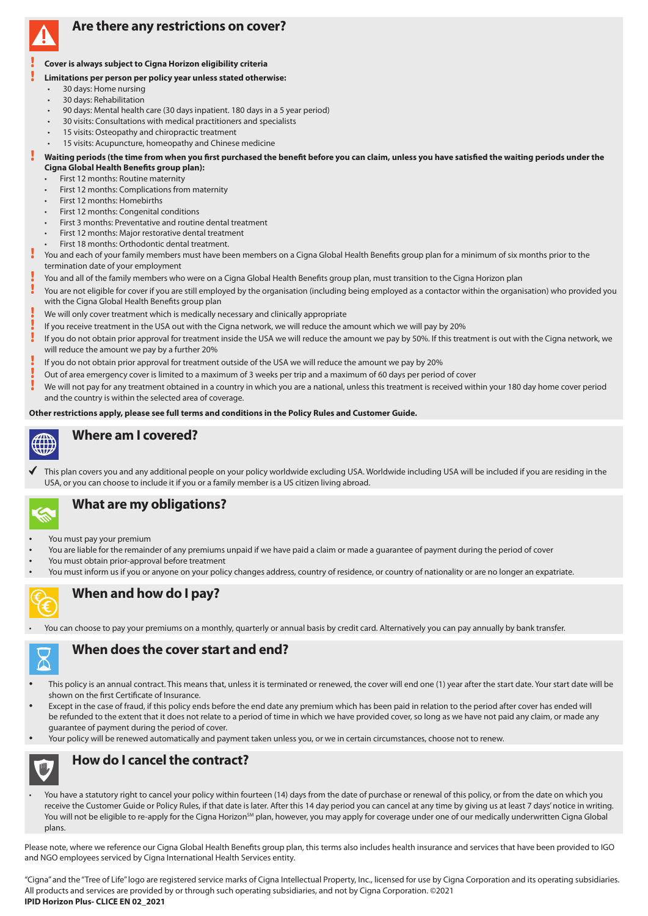## Are there any restrictions on cover?

- **Cover is always subject to Cigna Horizon eligibility criteria**
- **Limitations per person per policy year unless stated otherwise:**
  - 30 days: Home nursing
  - 30 days: Rehabilitation
  - 90 days: Mental health care (30 days inpatient. 180 days in a 5 year period)
  - 30 visits: Consultations with medical practitioners and specialists
  - 15 visits: Osteopathy and chiropractic treatment
  - 15 visits: Acupuncture, homeopathy and Chinese medicine
- **Waiting periods (the time from when you first purchased the benefit before you can claim, unless you have satisfied the waiting periods under the Cigna Global Health Benefits group plan):**
  - First 12 months: Routine maternity
  - First 12 months: Complications from maternity
  - First 12 months: Homebirths
  - First 12 months: Congenital conditions
  - First 3 months: Preventative and routine dental treatment
  - First 12 months: Major restorative dental treatment
  - First 18 months: Orthodontic dental treatment.
- You and each of your family members must have been members on a Cigna Global Health Benefits group plan for a minimum of six months prior to the termination date of your employment
- You and all of the family members who were on a Cigna Global Health Benefits group plan, must transition to the Cigna Horizon plan
- You are not eligible for cover if you are still employed by the organisation (including being employed as a contactor within the organisation) who provided you with the Cigna Global Health Benefits group plan
- We will only cover treatment which is medically necessary and clinically appropriate
- If you receive treatment in the USA out with the Cigna network, we will reduce the amount which we will pay by 20%
- If you do not obtain prior approval for treatment inside the USA we will reduce the amount we pay by 50%. If this treatment is out with the Cigna network, we will reduce the amount we pay by a further 20%
- If you do not obtain prior approval for treatment outside of the USA we will reduce the amount we pay by 20%
- Out of area emergency cover is limited to a maximum of 3 weeks per trip and a maximum of 60 days per period of cover
- We will not pay for any treatment obtained in a country in which you are a national, unless this treatment is received within your 180 day home cover period and the country is within the selected area of coverage.

**Other restrictions apply, please see full terms and conditions in the Policy Rules and Customer Guide.**

## Where am I covered?

✔ This plan covers you and any additional people on your policy worldwide excluding USA. Worldwide including USA will be included if you are residing in the USA, or you can choose to include it if you or a family member is a US citizen living abroad.

## What are my obligations?

- You must pay your premium
- You are liable for the remainder of any premiums unpaid if we have paid a claim or made a guarantee of payment during the period of cover
- You must obtain prior-approval before treatment
- You must inform us if you or anyone on your policy changes address, country of residence, or country of nationality or are no longer an expatriate.

## When and how do I pay?

- You can choose to pay your premiums on a monthly, quarterly or annual basis by credit card. Alternatively you can pay annually by bank transfer.

## When does the cover start and end?

- This policy is an annual contract. This means that, unless it is terminated or renewed, the cover will end one (1) year after the start date. Your start date will be shown on the first Certificate of Insurance.
- Except in the case of fraud, if this policy ends before the end date any premium which has been paid in relation to the period after cover has ended will be refunded to the extent that it does not relate to a period of time in which we have provided cover, so long as we have not paid any claim, or made any guarantee of payment during the period of cover.
- Your policy will be renewed automatically and payment taken unless you, or we in certain circumstances, choose not to renew.

## How do I cancel the contract?

- You have a statutory right to cancel your policy within fourteen (14) days from the date of purchase or renewal of this policy, or from the date on which you receive the Customer Guide or Policy Rules, if that date is later. After this 14 day period you can cancel at any time by giving us at least 7 days' notice in writing. You will not be eligible to re-apply for the Cigna Horizon℠ plan, however, you may apply for coverage under one of our medically underwritten Cigna Global plans.

Please note, where we reference our Cigna Global Health Benefits group plan, this terms also includes health insurance and services that have been provided to IGO and NGO employees serviced by Cigna International Health Services entity.

"Cigna" and the "Tree of Life" logo are registered service marks of Cigna Intellectual Property, Inc., licensed for use by Cigna Corporation and its operating subsidiaries. All products and services are provided by or through such operating subsidiaries, and not by Cigna Corporation. ©2021

**IPID Horizon Plus- CLICE EN 02_2021**